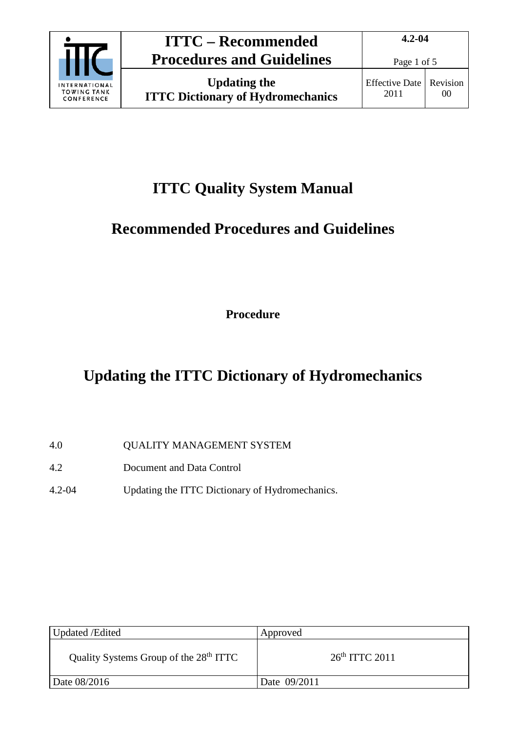# ITTC Quality System Manual

## Recommended Procedures and Guidelines

**Procedure**

# Updating the ITTC Dictionary of Hydromechanics

| | |
|---|---|
| 4.0 | QUALITY MANAGEMENT SYSTEM |
| 4.2 | Document and Data Control |
| 4.2-04 | Updating the ITTC Dictionary of Hydromechanics. |

| Updated /Edited | Approved |
|---|---|
| Quality Systems Group of the 28th ITTC | 26th ITTC 2011 |
| Date 08/2016 | Date 09/2011 |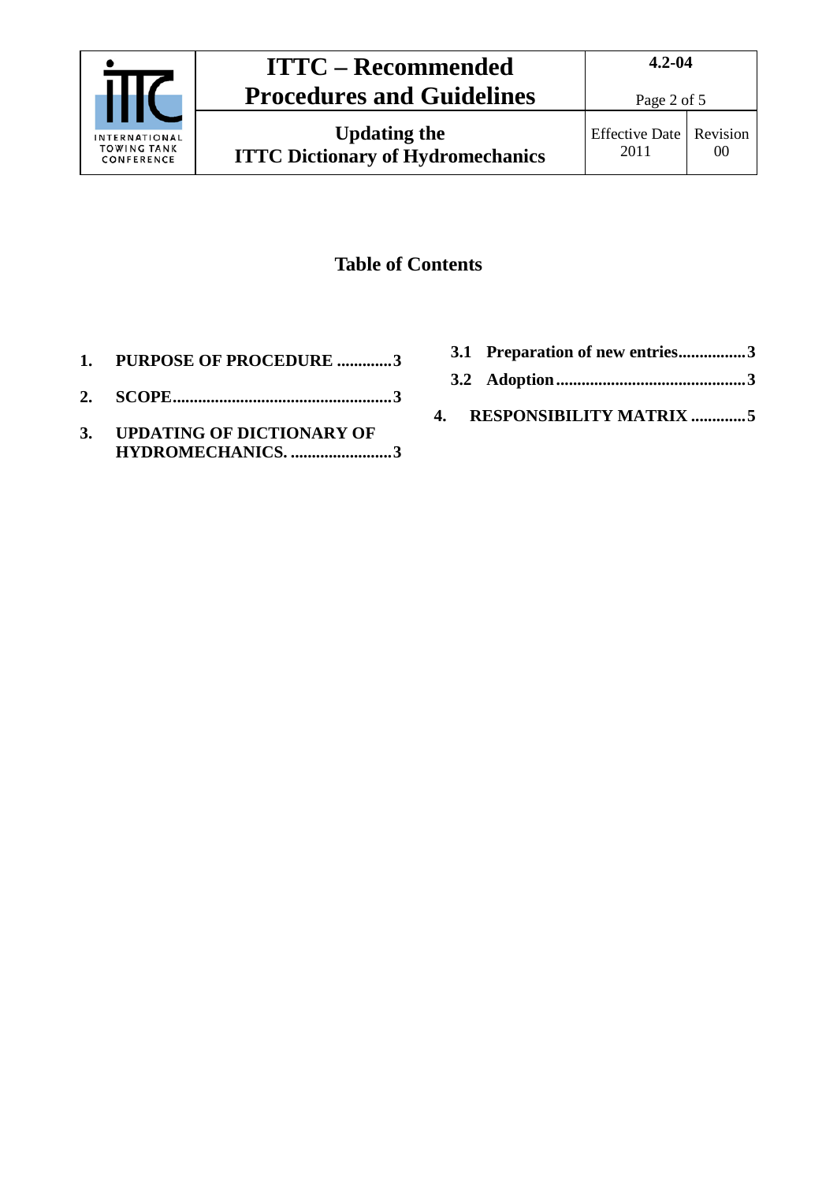## Table of Contents

1. PURPOSE OF PROCEDURE .............3
2. SCOPE....................................................3
3. UPDATING OF DICTIONARY OF HYDROMECHANICS. ........................3
   - 3.1 Preparation of new entries................3
   - 3.2 Adoption............................................3
4. RESPONSIBILITY MATRIX .............5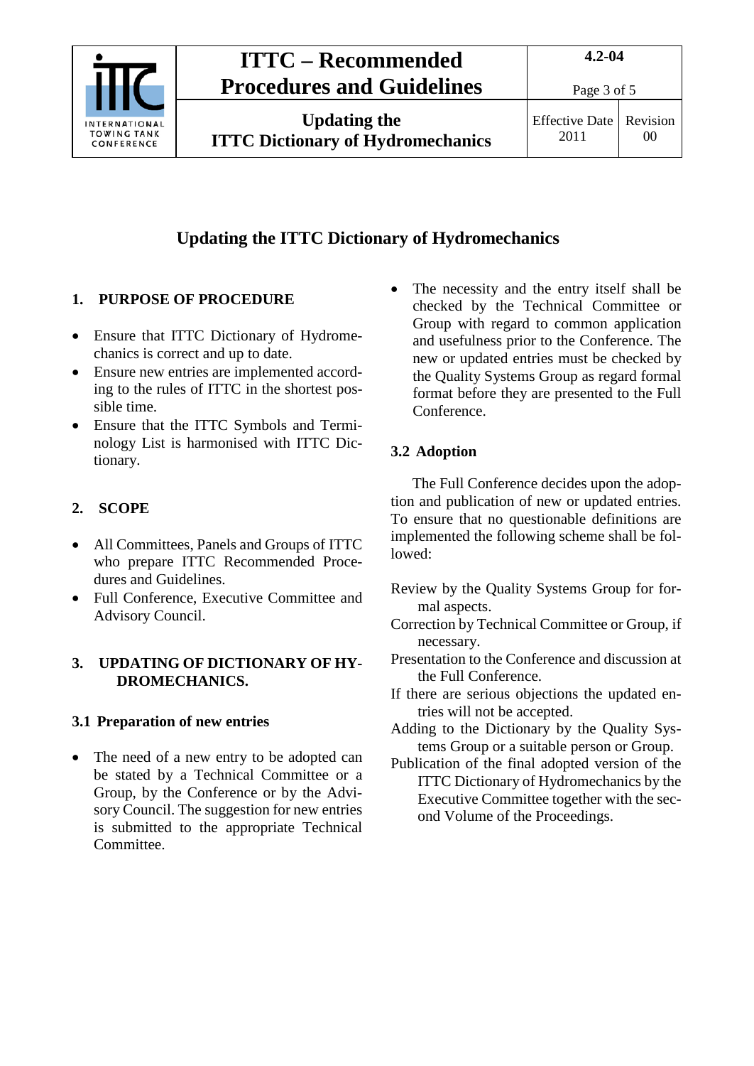# Updating the ITTC Dictionary of Hydromechanics

## 1. PURPOSE OF PROCEDURE

- Ensure that ITTC Dictionary of Hydromechanics is correct and up to date.
- Ensure new entries are implemented according to the rules of ITTC in the shortest possible time.
- Ensure that the ITTC Symbols and Terminology List is harmonised with ITTC Dictionary.

## 2. SCOPE

- All Committees, Panels and Groups of ITTC who prepare ITTC Recommended Procedures and Guidelines.
- Full Conference, Executive Committee and Advisory Council.

## 3. UPDATING OF DICTIONARY OF HYDROMECHANICS.

### 3.1 Preparation of new entries

- The need of a new entry to be adopted can be stated by a Technical Committee or a Group, by the Conference or by the Advisory Council. The suggestion for new entries is submitted to the appropriate Technical Committee.
- The necessity and the entry itself shall be checked by the Technical Committee or Group with regard to common application and usefulness prior to the Conference. The new or updated entries must be checked by the Quality Systems Group as regard formal format before they are presented to the Full Conference.

### 3.2 Adoption

The Full Conference decides upon the adoption and publication of new or updated entries. To ensure that no questionable definitions are implemented the following scheme shall be followed:

Review by the Quality Systems Group for formal aspects.

Correction by Technical Committee or Group, if necessary.

Presentation to the Conference and discussion at the Full Conference.

If there are serious objections the updated entries will not be accepted.

Adding to the Dictionary by the Quality Systems Group or a suitable person or Group.

Publication of the final adopted version of the ITTC Dictionary of Hydromechanics by the Executive Committee together with the second Volume of the Proceedings.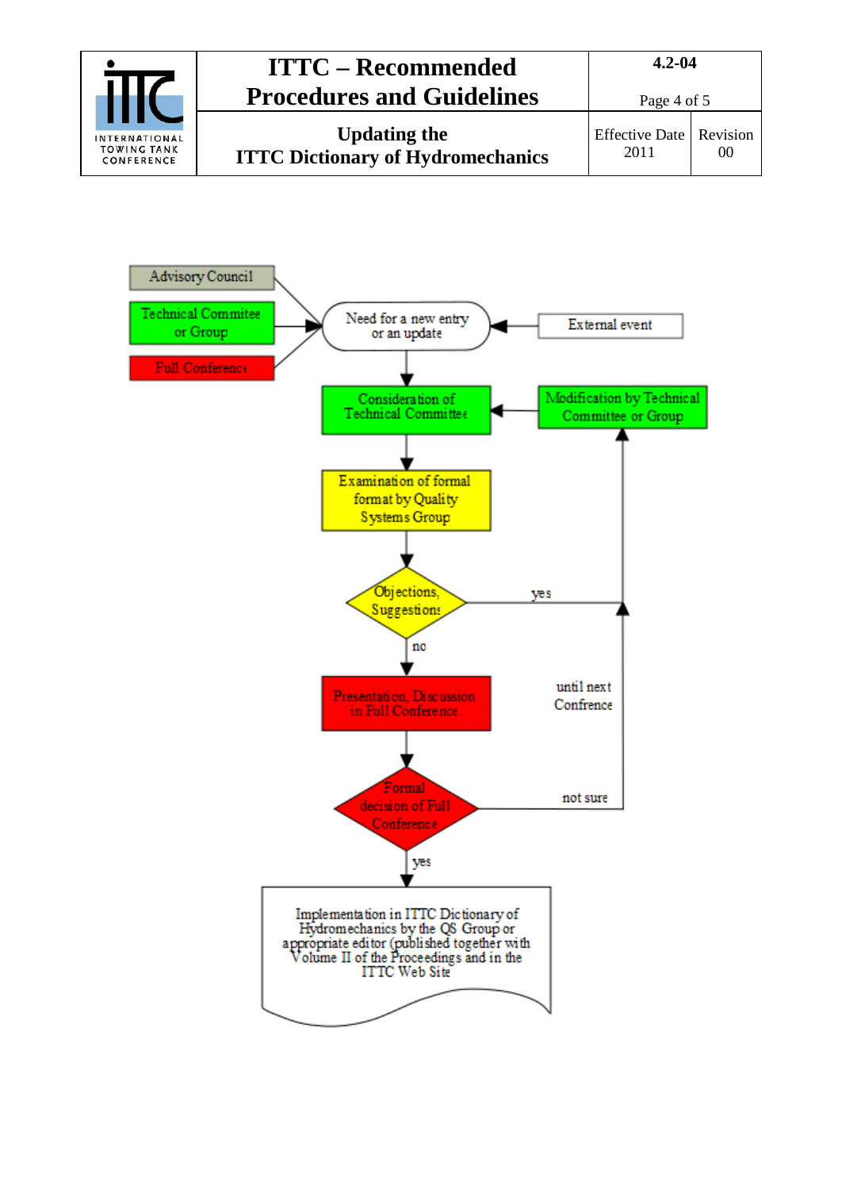Advisory Council

Technical Commitee or Group

Full Conference

Need for a new entry or an update

External event

Consideration of Technical Committee

Modification by Technical Committee or Group

Examination of formal format by Quality Systems Group

Objections, Suggestions

yes

no

Presentation, Discussion in Full Conference

until next Confrence

Formal decision of Full Conference

not sure

yes

Implementation in ITTC Dictionary of Hydromechanics by the QS Group or appropriate editor (published together with Volume II of the Proceedings and in the ITTC Web Site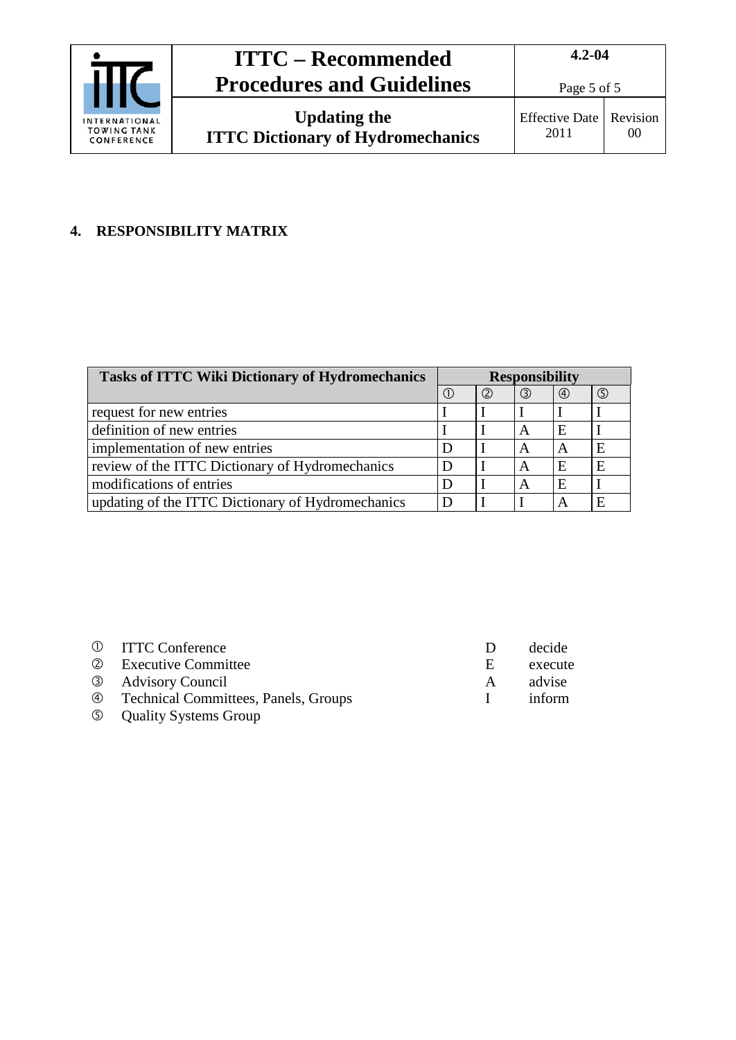## 4. RESPONSIBILITY MATRIX

| Tasks of ITTC Wiki Dictionary of Hydromechanics | Responsibility | | | | |
|---|---|---|---|---|---|
| | ① | ② | ③ | ④ | ⑤ |
| request for new entries | I | I | I | I | I |
| definition of new entries | I | I | A | E | I |
| implementation of new entries | D | I | A | A | E |
| review of the ITTC Dictionary of Hydromechanics | D | I | A | E | E |
| modifications of entries | D | I | A | E | I |
| updating of the ITTC Dictionary of Hydromechanics | D | I | I | A | E |

① ITTC Conference
② Executive Committee
③ Advisory Council
④ Technical Committees, Panels, Groups
⑤ Quality Systems Group

D decide
E execute
A advise
I inform